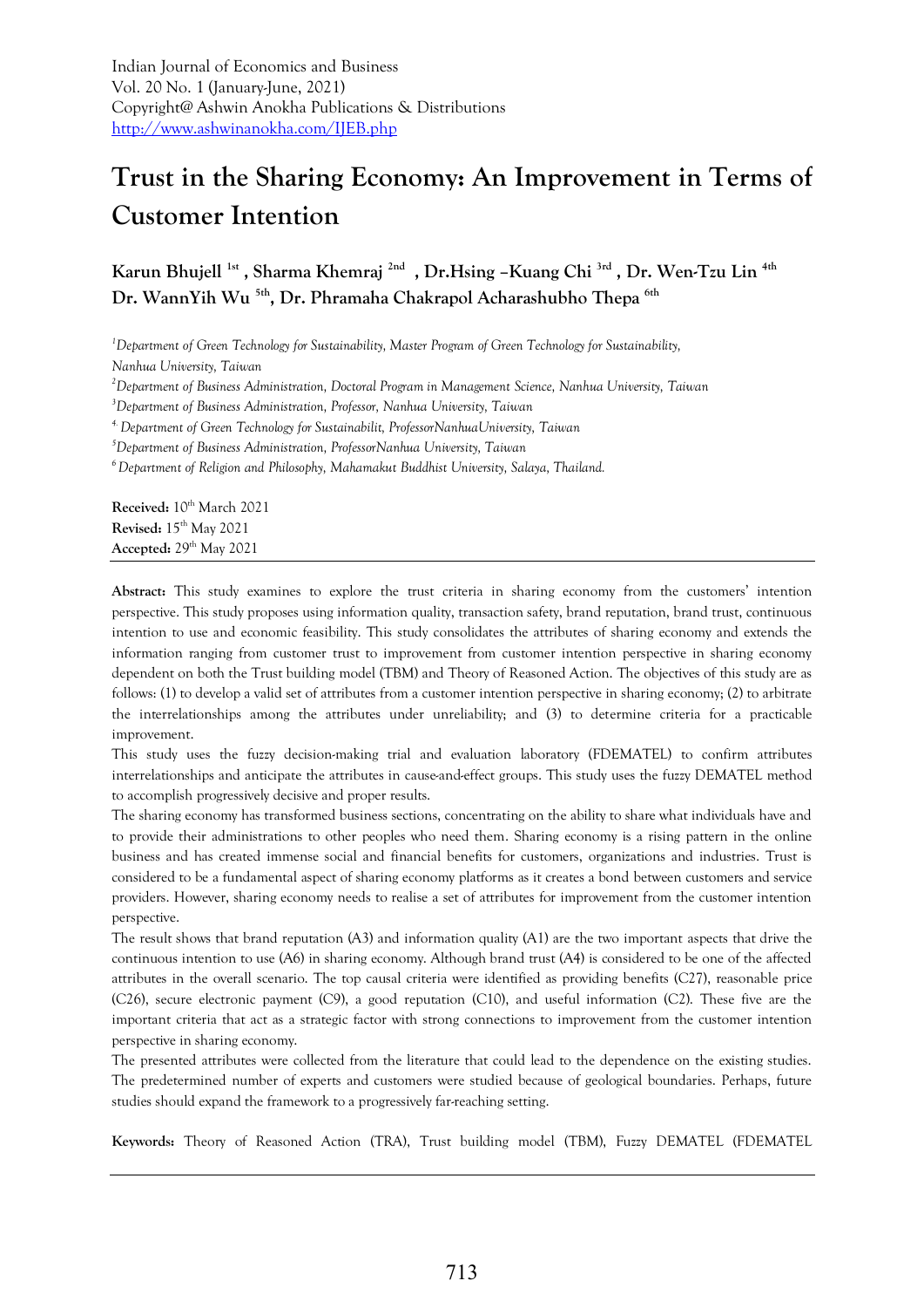Indian Journal of Economics and Business
Vol. 20 No. 1 (January-June, 2021)
Copyright@ Ashwin Anokha Publications & Distributions
http://www.ashwinanokha.com/IJEB.php

# Trust in the Sharing Economy: An Improvement in Terms of Customer Intention

**Karun Bhujell [1st] , Sharma Khemraj [2nd] , Dr.Hsing –Kuang Chi [3rd] , Dr. Wen-Tzu Lin [4th] Dr. WannYih Wu [5th], Dr. Phramaha Chakrapol Acharashubho Thepa [6th]**

*[1]Department of Green Technology for Sustainability, Master Program of Green Technology for Sustainability, Nanhua University, Taiwan*

*[2]Department of Business Administration, Doctoral Program in Management Science, Nanhua University, Taiwan*

*[3]Department of Business Administration, Professor, Nanhua University, Taiwan*

*[4.] Department of Green Technology for Sustainabilit, ProfessorNanhuaUniversity, Taiwan*

*[5]Department of Business Administration, ProfessorNanhua University, Taiwan*

*[6] Department of Religion and Philosophy, Mahamakut Buddhist University, Salaya, Thailand.*

**Received:** 10th March 2021
**Revised:** 15th May 2021
**Accepted:** 29th May 2021

---

**Abstract:** This study examines to explore the trust criteria in sharing economy from the customers' intention perspective. This study proposes using information quality, transaction safety, brand reputation, brand trust, continuous intention to use and economic feasibility. This study consolidates the attributes of sharing economy and extends the information ranging from customer trust to improvement from customer intention perspective in sharing economy dependent on both the Trust building model (TBM) and Theory of Reasoned Action. The objectives of this study are as follows: (1) to develop a valid set of attributes from a customer intention perspective in sharing economy; (2) to arbitrate the interrelationships among the attributes under unreliability; and (3) to determine criteria for a practicable improvement.

This study uses the fuzzy decision-making trial and evaluation laboratory (FDEMATEL) to confirm attributes interrelationships and anticipate the attributes in cause-and-effect groups. This study uses the fuzzy DEMATEL method to accomplish progressively decisive and proper results.

The sharing economy has transformed business sections, concentrating on the ability to share what individuals have and to provide their administrations to other peoples who need them. Sharing economy is a rising pattern in the online business and has created immense social and financial benefits for customers, organizations and industries. Trust is considered to be a fundamental aspect of sharing economy platforms as it creates a bond between customers and service providers. However, sharing economy needs to realise a set of attributes for improvement from the customer intention perspective.

The result shows that brand reputation (A3) and information quality (A1) are the two important aspects that drive the continuous intention to use (A6) in sharing economy. Although brand trust (A4) is considered to be one of the affected attributes in the overall scenario. The top causal criteria were identified as providing benefits (C27), reasonable price (C26), secure electronic payment (C9), a good reputation (C10), and useful information (C2). These five are the important criteria that act as a strategic factor with strong connections to improvement from the customer intention perspective in sharing economy.

The presented attributes were collected from the literature that could lead to the dependence on the existing studies. The predetermined number of experts and customers were studied because of geological boundaries. Perhaps, future studies should expand the framework to a progressively far-reaching setting.

**Keywords:** Theory of Reasoned Action (TRA), Trust building model (TBM), Fuzzy DEMATEL (FDEMATEL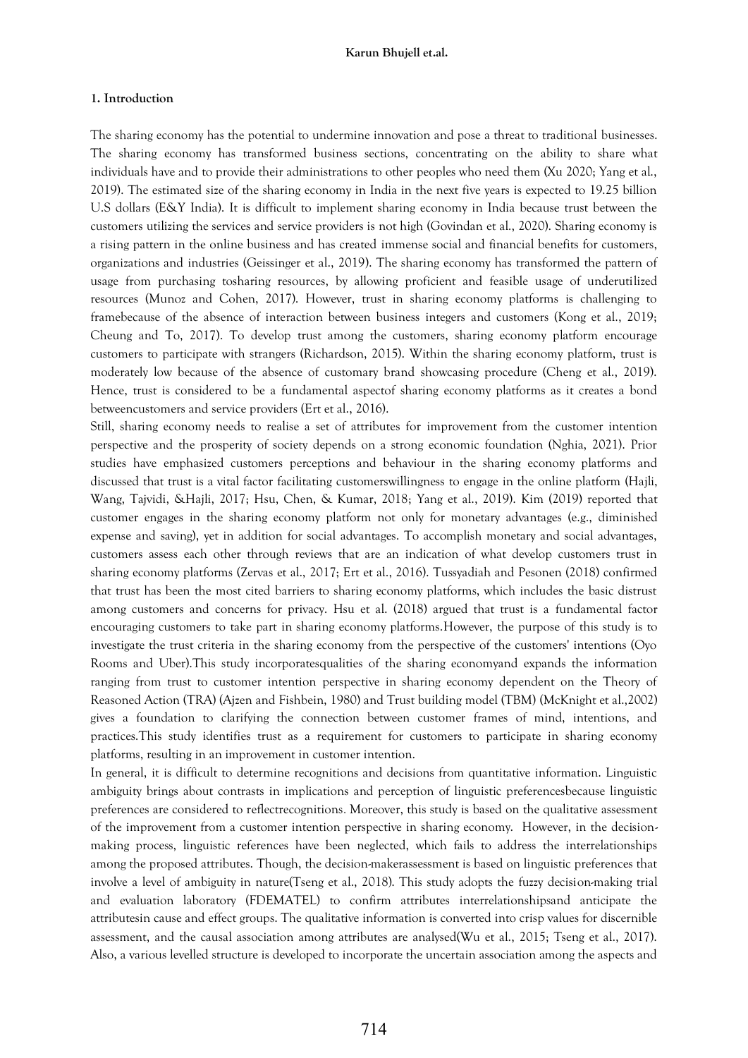## 1. Introduction

The sharing economy has the potential to undermine innovation and pose a threat to traditional businesses. The sharing economy has transformed business sections, concentrating on the ability to share what individuals have and to provide their administrations to other peoples who need them (Xu 2020; Yang et al., 2019). The estimated size of the sharing economy in India in the next five years is expected to 19.25 billion U.S dollars (E&Y India). It is difficult to implement sharing economy in India because trust between the customers utilizing the services and service providers is not high (Govindan et al., 2020). Sharing economy is a rising pattern in the online business and has created immense social and financial benefits for customers, organizations and industries (Geissinger et al., 2019). The sharing economy has transformed the pattern of usage from purchasing tosharing resources, by allowing proficient and feasible usage of underutilized resources (Munoz and Cohen, 2017). However, trust in sharing economy platforms is challenging to framebecause of the absence of interaction between business integers and customers (Kong et al., 2019; Cheung and To, 2017). To develop trust among the customers, sharing economy platform encourage customers to participate with strangers (Richardson, 2015). Within the sharing economy platform, trust is moderately low because of the absence of customary brand showcasing procedure (Cheng et al., 2019). Hence, trust is considered to be a fundamental aspectof sharing economy platforms as it creates a bond betweencustomers and service providers (Ert et al., 2016).

Still, sharing economy needs to realise a set of attributes for improvement from the customer intention perspective and the prosperity of society depends on a strong economic foundation (Nghia, 2021). Prior studies have emphasized customers perceptions and behaviour in the sharing economy platforms and discussed that trust is a vital factor facilitating customerswillingness to engage in the online platform (Hajli, Wang, Tajvidi, &Hajli, 2017; Hsu, Chen, & Kumar, 2018; Yang et al., 2019). Kim (2019) reported that customer engages in the sharing economy platform not only for monetary advantages (e.g., diminished expense and saving), yet in addition for social advantages. To accomplish monetary and social advantages, customers assess each other through reviews that are an indication of what develop customers trust in sharing economy platforms (Zervas et al., 2017; Ert et al., 2016). Tussyadiah and Pesonen (2018) confirmed that trust has been the most cited barriers to sharing economy platforms, which includes the basic distrust among customers and concerns for privacy. Hsu et al. (2018) argued that trust is a fundamental factor encouraging customers to take part in sharing economy platforms.However, the purpose of this study is to investigate the trust criteria in the sharing economy from the perspective of the customers' intentions (Oyo Rooms and Uber).This study incorporatesqualities of the sharing economyand expands the information ranging from trust to customer intention perspective in sharing economy dependent on the Theory of Reasoned Action (TRA) (Ajzen and Fishbein, 1980) and Trust building model (TBM) (McKnight et al.,2002) gives a foundation to clarifying the connection between customer frames of mind, intentions, and practices.This study identifies trust as a requirement for customers to participate in sharing economy platforms, resulting in an improvement in customer intention.

In general, it is difficult to determine recognitions and decisions from quantitative information. Linguistic ambiguity brings about contrasts in implications and perception of linguistic preferencesbecause linguistic preferences are considered to reflectrecognitions. Moreover, this study is based on the qualitative assessment of the improvement from a customer intention perspective in sharing economy. However, in the decision-making process, linguistic references have been neglected, which fails to address the interrelationships among the proposed attributes. Though, the decision-makerassessment is based on linguistic preferences that involve a level of ambiguity in nature(Tseng et al., 2018). This study adopts the fuzzy decision-making trial and evaluation laboratory (FDEMATEL) to confirm attributes interrelationshipsand anticipate the attributesin cause and effect groups. The qualitative information is converted into crisp values for discernible assessment, and the causal association among attributes are analysed(Wu et al., 2015; Tseng et al., 2017). Also, a various levelled structure is developed to incorporate the uncertain association among the aspects and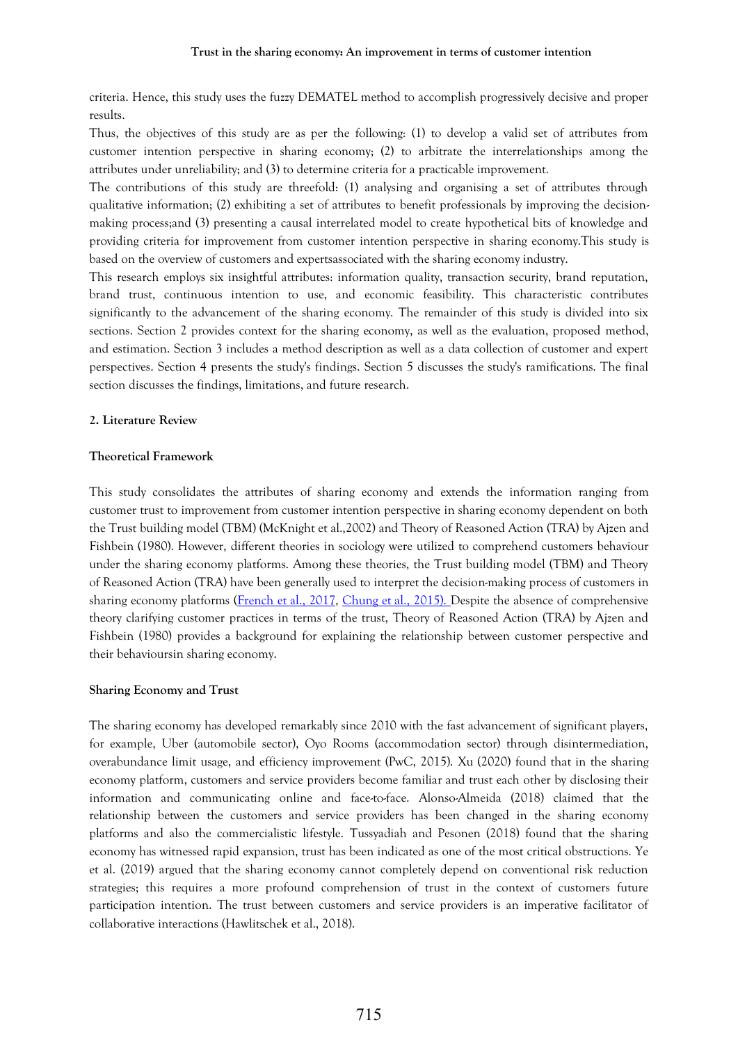criteria. Hence, this study uses the fuzzy DEMATEL method to accomplish progressively decisive and proper results.

Thus, the objectives of this study are as per the following: (1) to develop a valid set of attributes from customer intention perspective in sharing economy; (2) to arbitrate the interrelationships among the attributes under unreliability; and (3) to determine criteria for a practicable improvement.

The contributions of this study are threefold: (1) analysing and organising a set of attributes through qualitative information; (2) exhibiting a set of attributes to benefit professionals by improving the decision-making process;and (3) presenting a causal interrelated model to create hypothetical bits of knowledge and providing criteria for improvement from customer intention perspective in sharing economy.This study is based on the overview of customers and expertsassociated with the sharing economy industry.

This research employs six insightful attributes: information quality, transaction security, brand reputation, brand trust, continuous intention to use, and economic feasibility. This characteristic contributes significantly to the advancement of the sharing economy. The remainder of this study is divided into six sections. Section 2 provides context for the sharing economy, as well as the evaluation, proposed method, and estimation. Section 3 includes a method description as well as a data collection of customer and expert perspectives. Section 4 presents the study's findings. Section 5 discusses the study's ramifications. The final section discusses the findings, limitations, and future research.

## 2. Literature Review

### Theoretical Framework

This study consolidates the attributes of sharing economy and extends the information ranging from customer trust to improvement from customer intention perspective in sharing economy dependent on both the Trust building model (TBM) (McKnight et al.,2002) and Theory of Reasoned Action (TRA) by Ajzen and Fishbein (1980). However, different theories in sociology were utilized to comprehend customers behaviour under the sharing economy platforms. Among these theories, the Trust building model (TBM) and Theory of Reasoned Action (TRA) have been generally used to interpret the decision-making process of customers in sharing economy platforms (French et al., 2017, Chung et al., 2015). Despite the absence of comprehensive theory clarifying customer practices in terms of the trust, Theory of Reasoned Action (TRA) by Ajzen and Fishbein (1980) provides a background for explaining the relationship between customer perspective and their behavioursin sharing economy.

### Sharing Economy and Trust

The sharing economy has developed remarkably since 2010 with the fast advancement of significant players, for example, Uber (automobile sector), Oyo Rooms (accommodation sector) through disintermediation, overabundance limit usage, and efficiency improvement (PwC, 2015). Xu (2020) found that in the sharing economy platform, customers and service providers become familiar and trust each other by disclosing their information and communicating online and face-to-face. Alonso-Almeida (2018) claimed that the relationship between the customers and service providers has been changed in the sharing economy platforms and also the commercialistic lifestyle. Tussyadiah and Pesonen (2018) found that the sharing economy has witnessed rapid expansion, trust has been indicated as one of the most critical obstructions. Ye et al. (2019) argued that the sharing economy cannot completely depend on conventional risk reduction strategies; this requires a more profound comprehension of trust in the context of customers future participation intention. The trust between customers and service providers is an imperative facilitator of collaborative interactions (Hawlitschek et al., 2018).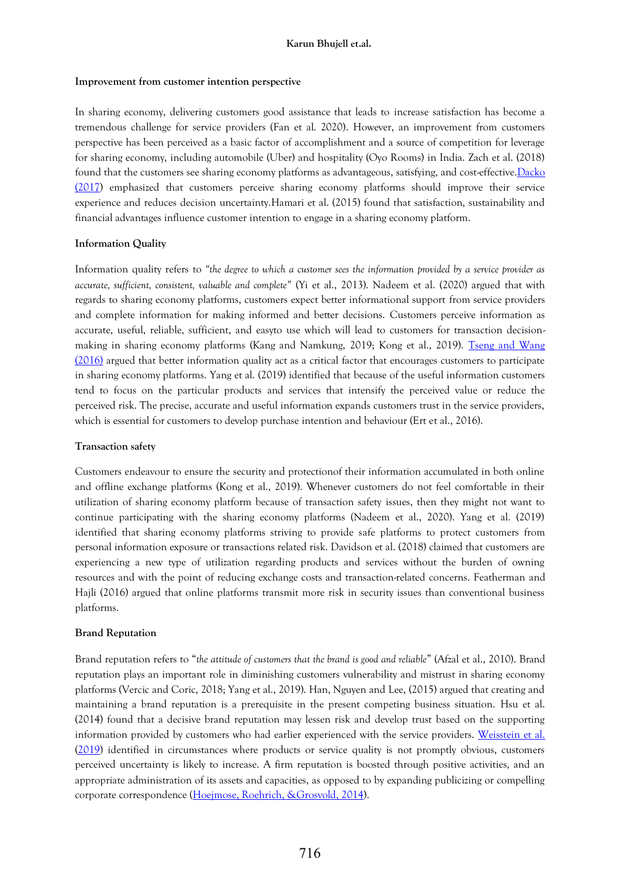**Improvement from customer intention perspective**

In sharing economy, delivering customers good assistance that leads to increase satisfaction has become a tremendous challenge for service providers (Fan et al. 2020). However, an improvement from customers perspective has been perceived as a basic factor of accomplishment and a source of competition for leverage for sharing economy, including automobile (Uber) and hospitality (Oyo Rooms) in India. Zach et al. (2018) found that the customers see sharing economy platforms as advantageous, satisfying, and cost-effective.Dacko (2017) emphasized that customers perceive sharing economy platforms should improve their service experience and reduces decision uncertainty.Hamari et al. (2015) found that satisfaction, sustainability and financial advantages influence customer intention to engage in a sharing economy platform.

**Information Quality**

Information quality refers to *"the degree to which a customer sees the information provided by a service provider as accurate, sufficient, consistent, valuable and complete"* (Yi et al., 2013). Nadeem et al. (2020) argued that with regards to sharing economy platforms, customers expect better informational support from service providers and complete information for making informed and better decisions. Customers perceive information as accurate, useful, reliable, sufficient, and easyto use which will lead to customers for transaction decision-making in sharing economy platforms (Kang and Namkung, 2019; Kong et al., 2019). Tseng and Wang (2016) argued that better information quality act as a critical factor that encourages customers to participate in sharing economy platforms. Yang et al. (2019) identified that because of the useful information customers tend to focus on the particular products and services that intensify the perceived value or reduce the perceived risk. The precise, accurate and useful information expands customers trust in the service providers, which is essential for customers to develop purchase intention and behaviour (Ert et al., 2016).

**Transaction safety**

Customers endeavour to ensure the security and protectionof their information accumulated in both online and offline exchange platforms (Kong et al., 2019). Whenever customers do not feel comfortable in their utilization of sharing economy platform because of transaction safety issues, then they might not want to continue participating with the sharing economy platforms (Nadeem et al., 2020). Yang et al. (2019) identified that sharing economy platforms striving to provide safe platforms to protect customers from personal information exposure or transactions related risk. Davidson et al. (2018) claimed that customers are experiencing a new type of utilization regarding products and services without the burden of owning resources and with the point of reducing exchange costs and transaction-related concerns. Featherman and Hajli (2016) argued that online platforms transmit more risk in security issues than conventional business platforms.

**Brand Reputation**

Brand reputation refers to "*the attitude of customers that the brand is good and reliable*" (Afzal et al., 2010). Brand reputation plays an important role in diminishing customers vulnerability and mistrust in sharing economy platforms (Vercic and Coric, 2018; Yang et al., 2019). Han, Nguyen and Lee, (2015) argued that creating and maintaining a brand reputation is a prerequisite in the present competing business situation. Hsu et al. (2014) found that a decisive brand reputation may lessen risk and develop trust based on the supporting information provided by customers who had earlier experienced with the service providers. Weisstein et al. (2019) identified in circumstances where products or service quality is not promptly obvious, customers perceived uncertainty is likely to increase. A firm reputation is boosted through positive activities, and an appropriate administration of its assets and capacities, as opposed to by expanding publicizing or compelling corporate correspondence (Hoejmose, Roehrich, &Grosvold, 2014).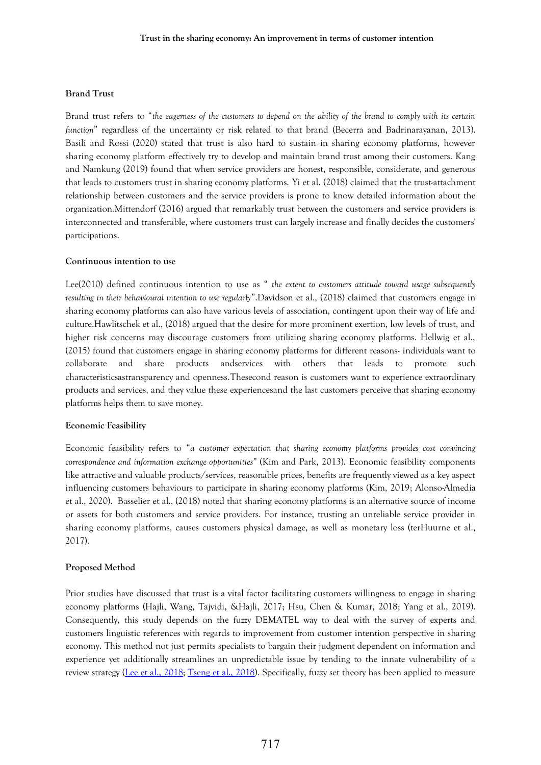### Brand Trust

Brand trust refers to "*the eagerness of the customers to depend on the ability of the brand to comply with its certain function*" regardless of the uncertainty or risk related to that brand (Becerra and Badrinarayanan, 2013). Basili and Rossi (2020) stated that trust is also hard to sustain in sharing economy platforms, however sharing economy platform effectively try to develop and maintain brand trust among their customers. Kang and Namkung (2019) found that when service providers are honest, responsible, considerate, and generous that leads to customers trust in sharing economy platforms. Yi et al. (2018) claimed that the trust-attachment relationship between customers and the service providers is prone to know detailed information about the organization.Mittendorf (2016) argued that remarkably trust between the customers and service providers is interconnected and transferable, where customers trust can largely increase and finally decides the customers' participations.

### Continuous intention to use

Lee(2010) defined continuous intention to use as " *the extent to customers attitude toward usage subsequently resulting in their behavioural intention to use regularly*".Davidson et al., (2018) claimed that customers engage in sharing economy platforms can also have various levels of association, contingent upon their way of life and culture.Hawlitschek et al., (2018) argued that the desire for more prominent exertion, low levels of trust, and higher risk concerns may discourage customers from utilizing sharing economy platforms. Hellwig et al., (2015) found that customers engage in sharing economy platforms for different reasons- individuals want to collaborate and share products andservices with others that leads to promote such characteristicsastransparency and openness.Thesecond reason is customers want to experience extraordinary products and services, and they value these experiencesand the last customers perceive that sharing economy platforms helps them to save money.

### Economic Feasibility

Economic feasibility refers to "*a customer expectation that sharing economy platforms provides cost convincing correspondence and information exchange opportunities*" (Kim and Park, 2013). Economic feasibility components like attractive and valuable products/services, reasonable prices, benefits are frequently viewed as a key aspect influencing customers behaviours to participate in sharing economy platforms (Kim, 2019; Alonso-Almedia et al., 2020). Basselier et al., (2018) noted that sharing economy platforms is an alternative source of income or assets for both customers and service providers. For instance, trusting an unreliable service provider in sharing economy platforms, causes customers physical damage, as well as monetary loss (terHuurne et al., 2017).

### Proposed Method

Prior studies have discussed that trust is a vital factor facilitating customers willingness to engage in sharing economy platforms (Hajli, Wang, Tajvidi, &Hajli, 2017; Hsu, Chen & Kumar, 2018; Yang et al., 2019). Consequently, this study depends on the fuzzy DEMATEL way to deal with the survey of experts and customers linguistic references with regards to improvement from customer intention perspective in sharing economy. This method not just permits specialists to bargain their judgment dependent on information and experience yet additionally streamlines an unpredictable issue by tending to the innate vulnerability of a review strategy (Lee et al., 2018; Tseng et al., 2018). Specifically, fuzzy set theory has been applied to measure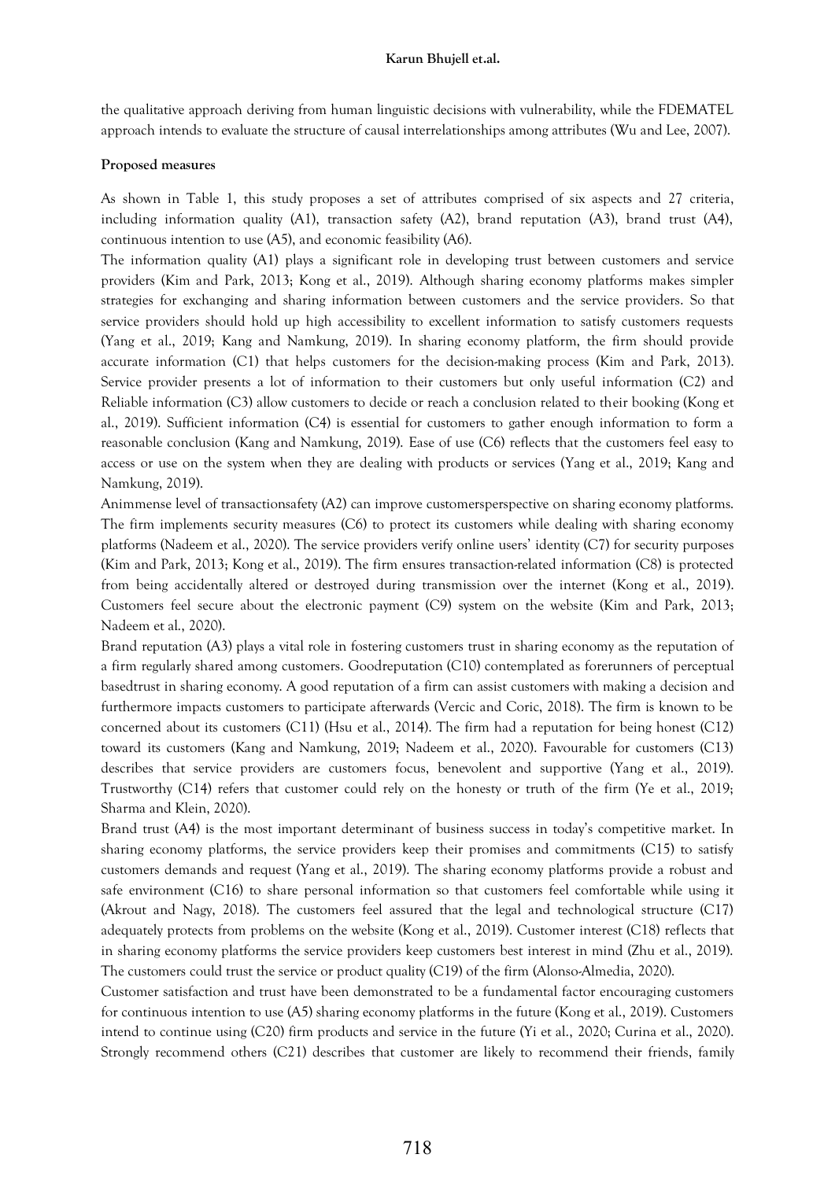the qualitative approach deriving from human linguistic decisions with vulnerability, while the FDEMATEL approach intends to evaluate the structure of causal interrelationships among attributes (Wu and Lee, 2007).

**Proposed measures**

As shown in Table 1, this study proposes a set of attributes comprised of six aspects and 27 criteria, including information quality (A1), transaction safety (A2), brand reputation (A3), brand trust (A4), continuous intention to use (A5), and economic feasibility (A6).

The information quality (A1) plays a significant role in developing trust between customers and service providers (Kim and Park, 2013; Kong et al., 2019). Although sharing economy platforms makes simpler strategies for exchanging and sharing information between customers and the service providers. So that service providers should hold up high accessibility to excellent information to satisfy customers requests (Yang et al., 2019; Kang and Namkung, 2019). In sharing economy platform, the firm should provide accurate information (C1) that helps customers for the decision-making process (Kim and Park, 2013). Service provider presents a lot of information to their customers but only useful information (C2) and Reliable information (C3) allow customers to decide or reach a conclusion related to their booking (Kong et al., 2019). Sufficient information (C4) is essential for customers to gather enough information to form a reasonable conclusion (Kang and Namkung, 2019). Ease of use (C6) reflects that the customers feel easy to access or use on the system when they are dealing with products or services (Yang et al., 2019; Kang and Namkung, 2019).

Animmense level of transactionsafety (A2) can improve customersperspective on sharing economy platforms. The firm implements security measures (C6) to protect its customers while dealing with sharing economy platforms (Nadeem et al., 2020). The service providers verify online users' identity (C7) for security purposes (Kim and Park, 2013; Kong et al., 2019). The firm ensures transaction-related information (C8) is protected from being accidentally altered or destroyed during transmission over the internet (Kong et al., 2019). Customers feel secure about the electronic payment (C9) system on the website (Kim and Park, 2013; Nadeem et al., 2020).

Brand reputation (A3) plays a vital role in fostering customers trust in sharing economy as the reputation of a firm regularly shared among customers. Goodreputation (C10) contemplated as forerunners of perceptual basedtrust in sharing economy. A good reputation of a firm can assist customers with making a decision and furthermore impacts customers to participate afterwards (Vercic and Coric, 2018). The firm is known to be concerned about its customers (C11) (Hsu et al., 2014). The firm had a reputation for being honest (C12) toward its customers (Kang and Namkung, 2019; Nadeem et al., 2020). Favourable for customers (C13) describes that service providers are customers focus, benevolent and supportive (Yang et al., 2019). Trustworthy (C14) refers that customer could rely on the honesty or truth of the firm (Ye et al., 2019; Sharma and Klein, 2020).

Brand trust (A4) is the most important determinant of business success in today's competitive market. In sharing economy platforms, the service providers keep their promises and commitments (C15) to satisfy customers demands and request (Yang et al., 2019). The sharing economy platforms provide a robust and safe environment (C16) to share personal information so that customers feel comfortable while using it (Akrout and Nagy, 2018). The customers feel assured that the legal and technological structure (C17) adequately protects from problems on the website (Kong et al., 2019). Customer interest (C18) reflects that in sharing economy platforms the service providers keep customers best interest in mind (Zhu et al., 2019). The customers could trust the service or product quality (C19) of the firm (Alonso-Almedia, 2020).

Customer satisfaction and trust have been demonstrated to be a fundamental factor encouraging customers for continuous intention to use (A5) sharing economy platforms in the future (Kong et al., 2019). Customers intend to continue using (C20) firm products and service in the future (Yi et al., 2020; Curina et al., 2020). Strongly recommend others (C21) describes that customer are likely to recommend their friends, family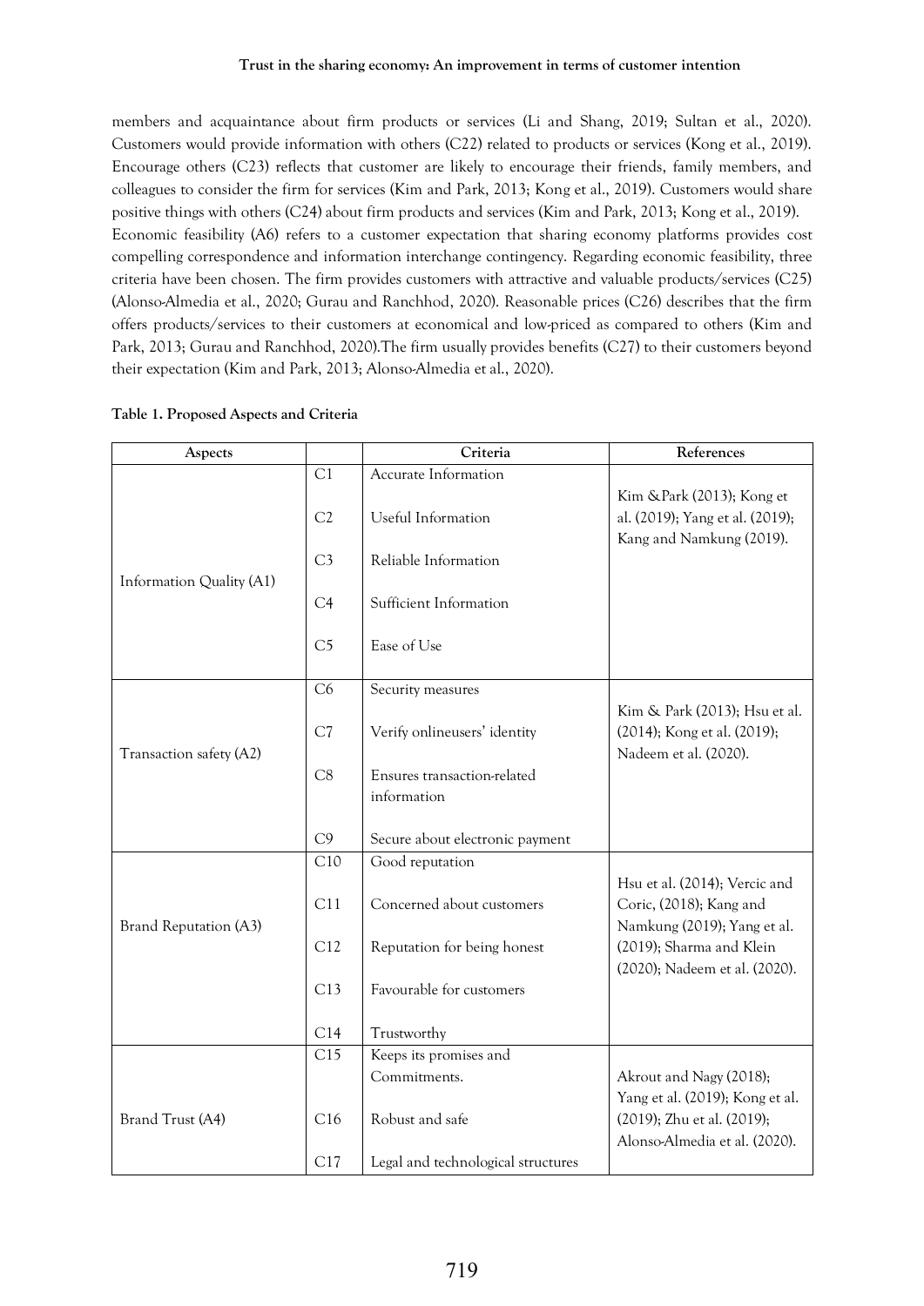members and acquaintance about firm products or services (Li and Shang, 2019; Sultan et al., 2020). Customers would provide information with others (C22) related to products or services (Kong et al., 2019). Encourage others (C23) reflects that customer are likely to encourage their friends, family members, and colleagues to consider the firm for services (Kim and Park, 2013; Kong et al., 2019). Customers would share positive things with others (C24) about firm products and services (Kim and Park, 2013; Kong et al., 2019).

Economic feasibility (A6) refers to a customer expectation that sharing economy platforms provides cost compelling correspondence and information interchange contingency. Regarding economic feasibility, three criteria have been chosen. The firm provides customers with attractive and valuable products/services (C25) (Alonso-Almedia et al., 2020; Gurau and Ranchhod, 2020). Reasonable prices (C26) describes that the firm offers products/services to their customers at economical and low-priced as compared to others (Kim and Park, 2013; Gurau and Ranchhod, 2020).The firm usually provides benefits (C27) to their customers beyond their expectation (Kim and Park, 2013; Alonso-Almedia et al., 2020).

**Table 1. Proposed Aspects and Criteria**

| Aspects | | Criteria | References |
|---|---|---|---|
| Information Quality (A1) | C1 | Accurate Information | Kim &Park (2013); Kong et al. (2019); Yang et al. (2019); Kang and Namkung (2019). |
| | C2 | Useful Information | |
| | C3 | Reliable Information | |
| | C4 | Sufficient Information | |
| | C5 | Ease of Use | |
| Transaction safety (A2) | C6 | Security measures | Kim & Park (2013); Hsu et al. (2014); Kong et al. (2019); Nadeem et al. (2020). |
| | C7 | Verify onlineusers' identity | |
| | C8 | Ensures transaction-related information | |
| | C9 | Secure about electronic payment | |
| Brand Reputation (A3) | C10 | Good reputation | Hsu et al. (2014); Vercic and Coric, (2018); Kang and Namkung (2019); Yang et al. (2019); Sharma and Klein (2020); Nadeem et al. (2020). |
| | C11 | Concerned about customers | |
| | C12 | Reputation for being honest | |
| | C13 | Favourable for customers | |
| | C14 | Trustworthy | |
| Brand Trust (A4) | C15 | Keeps its promises and Commitments. | Akrout and Nagy (2018); Yang et al. (2019); Kong et al. (2019); Zhu et al. (2019); Alonso-Almedia et al. (2020). |
| | C16 | Robust and safe | |
| | C17 | Legal and technological structures | |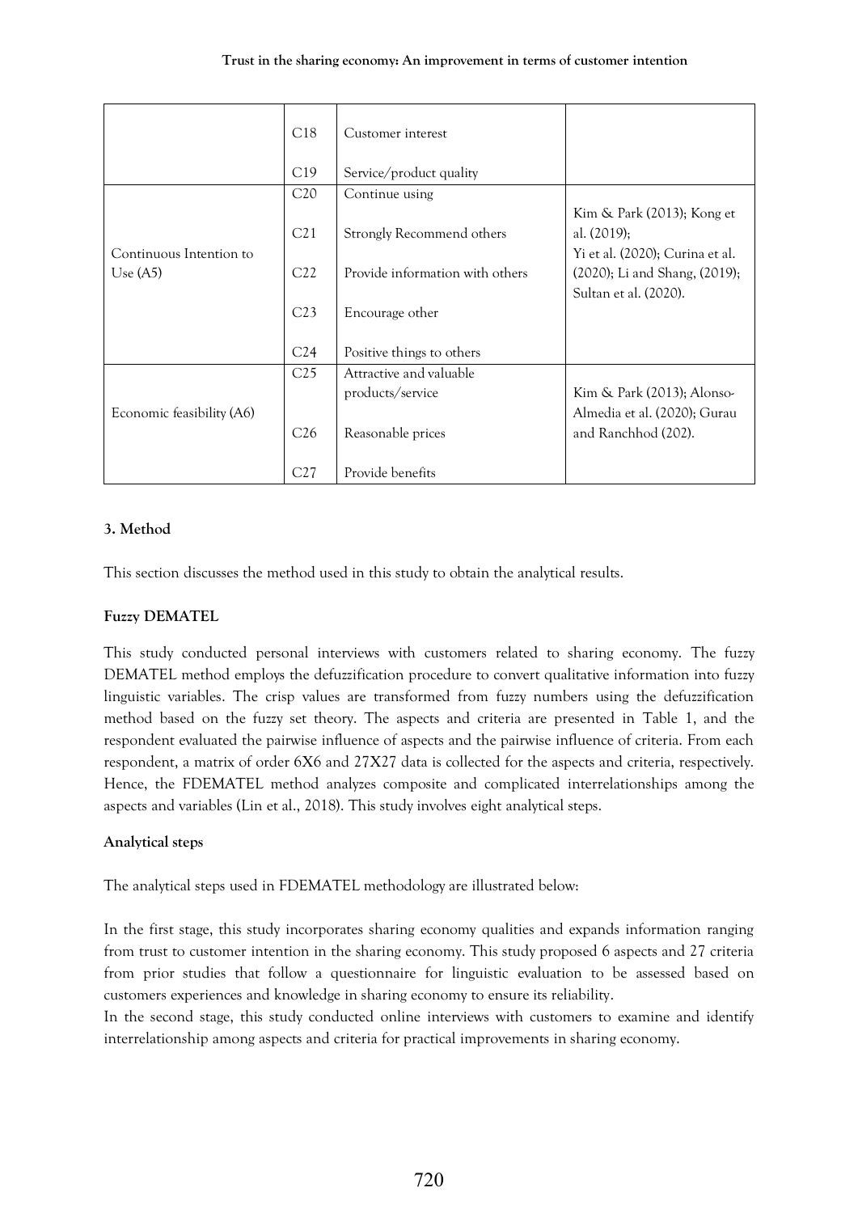|  | C18 | Customer interest |  |
|---|---|---|---|
|  | C19 | Service/product quality |  |
| Continuous Intention to Use (A5) | C20 | Continue using | Kim & Park (2013); Kong et al. (2019); Yi et al. (2020); Curina et al. (2020); Li and Shang, (2019); Sultan et al. (2020). |
|  | C21 | Strongly Recommend others |  |
|  | C22 | Provide information with others |  |
|  | C23 | Encourage other |  |
|  | C24 | Positive things to others |  |
| Economic feasibility (A6) | C25 | Attractive and valuable products/service | Kim & Park (2013); Alonso-Almedia et al. (2020); Gurau and Ranchhod (202). |
|  | C26 | Reasonable prices |  |
|  | C27 | Provide benefits |  |

## 3. Method

This section discusses the method used in this study to obtain the analytical results.

### Fuzzy DEMATEL

This study conducted personal interviews with customers related to sharing economy. The fuzzy DEMATEL method employs the defuzzification procedure to convert qualitative information into fuzzy linguistic variables. The crisp values are transformed from fuzzy numbers using the defuzzification method based on the fuzzy set theory. The aspects and criteria are presented in Table 1, and the respondent evaluated the pairwise influence of aspects and the pairwise influence of criteria. From each respondent, a matrix of order 6X6 and 27X27 data is collected for the aspects and criteria, respectively. Hence, the FDEMATEL method analyzes composite and complicated interrelationships among the aspects and variables (Lin et al., 2018). This study involves eight analytical steps.

### Analytical steps

The analytical steps used in FDEMATEL methodology are illustrated below:

In the first stage, this study incorporates sharing economy qualities and expands information ranging from trust to customer intention in the sharing economy. This study proposed 6 aspects and 27 criteria from prior studies that follow a questionnaire for linguistic evaluation to be assessed based on customers experiences and knowledge in sharing economy to ensure its reliability.

In the second stage, this study conducted online interviews with customers to examine and identify interrelationship among aspects and criteria for practical improvements in sharing economy.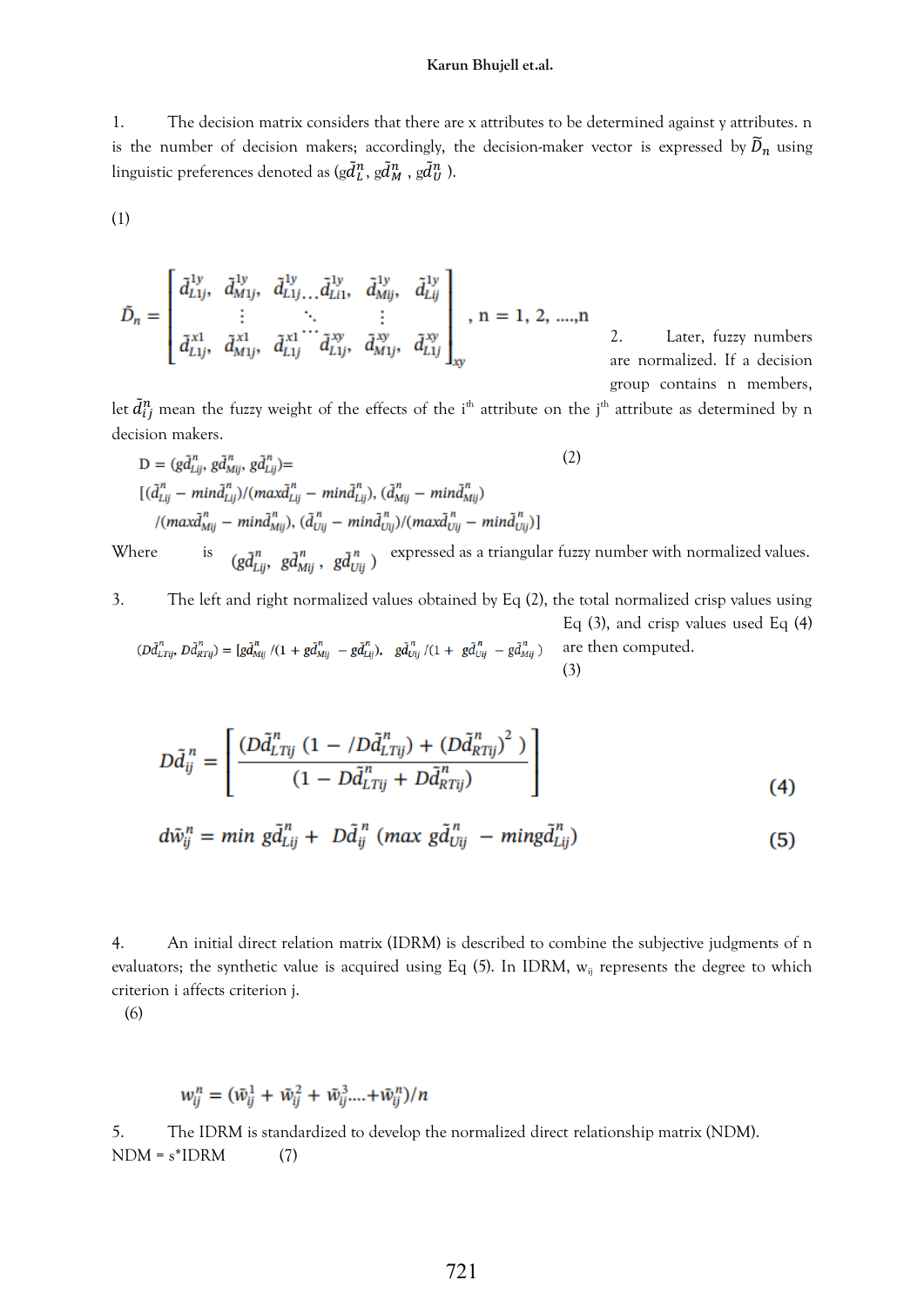1. The decision matrix considers that there are x attributes to be determined against y attributes. n is the number of decision makers; accordingly, the decision-maker vector is expressed by $\tilde{D}_n$ using linguistic preferences denoted as ($g\tilde{d}_L^n$, $g\tilde{d}_M^n$ , $g\tilde{d}_U^n$ ).

(1)

$$\tilde{D}_n = \begin{bmatrix} \tilde{d}_{L1j}^{1y}, & \tilde{d}_{M1j}^{1y}, & \tilde{d}_{L1j}^{1y} \ldots \tilde{d}_{Li1}^{1y}, & \tilde{d}_{Mij}^{1y}, & \tilde{d}_{Lij}^{1y} \\ \vdots & & \ddots & \vdots & \\ \tilde{d}_{L1j}^{x1}, & \tilde{d}_{M1j}^{x1}, & \tilde{d}_{L1j}^{x1} \cdots \tilde{d}_{L1j}^{xy}, & \tilde{d}_{M1j}^{xy}, & \tilde{d}_{L1j}^{xy} \end{bmatrix}_{xy}, \; n = 1, 2, \ldots, n$$

2. Later, fuzzy numbers are normalized. If a decision group contains n members, let $\tilde{d}_{ij}^n$ mean the fuzzy weight of the effects of the i[th] attribute on the j[th] attribute as determined by n decision makers.

$$D = (g\tilde{d}_{Lij}^n, g\tilde{d}_{Mij}^n, g\tilde{d}_{Lij}^n) = [(\tilde{d}_{Lij}^n - min\tilde{d}_{Lij}^n)/(max\tilde{d}_{Lij}^n - min\tilde{d}_{Lij}^n), (\tilde{d}_{Mij}^n - min\tilde{d}_{Mij}^n) /(max\tilde{d}_{Mij}^n - min\tilde{d}_{Mij}^n), (\tilde{d}_{Uij}^n - min\tilde{d}_{Uij}^n)/(max\tilde{d}_{Uij}^n - min\tilde{d}_{Uij}^n)] \quad (2)$$

Where is $(g\tilde{d}_{Lij}^n, \; g\tilde{d}_{Mij}^n, \; g\tilde{d}_{Uij}^n)$ expressed as a triangular fuzzy number with normalized values.

3. The left and right normalized values obtained by Eq (2), the total normalized crisp values using Eq (3), and crisp values used Eq (4) are then computed.

$$(D\tilde{d}_{LTij}^n, D\tilde{d}_{RTij}^n) = [g\tilde{d}_{Mij}^n /(1 + g\tilde{d}_{Mij}^n - g\tilde{d}_{Lij}^n), \; g\tilde{d}_{Uij}^n /(1 + g\tilde{d}_{Uij}^n - g\tilde{d}_{Mij}^n)] \quad (3)$$

$$D\tilde{d}_{ij}^n = \left[ \frac{(D\tilde{d}_{LTij}^n \, (1 - /D\tilde{d}_{LTij}^n) + (D\tilde{d}_{RTij}^n)^2 \,)}{(1 - D\tilde{d}_{LTij}^n + D\tilde{d}_{RTij}^n)} \right] \quad (4)$$

$$d\tilde{w}_{ij}^n = min \; g\tilde{d}_{Lij}^n + \; D\tilde{d}_{ij}^n \; (max \; g\tilde{d}_{Uij}^n \; - min g\tilde{d}_{Lij}^n) \quad (5)$$

4. An initial direct relation matrix (IDRM) is described to combine the subjective judgments of n evaluators; the synthetic value is acquired using Eq (5). In IDRM, $w_{ij}$ represents the degree to which criterion i affects criterion j.

(6)

$$w_{ij}^n = (\tilde{w}_{ij}^1 + \tilde{w}_{ij}^2 + \tilde{w}_{ij}^3 \ldots + \tilde{w}_{ij}^n)/n$$

5. The IDRM is standardized to develop the normalized direct relationship matrix (NDM).

NDM = s*IDRM (7)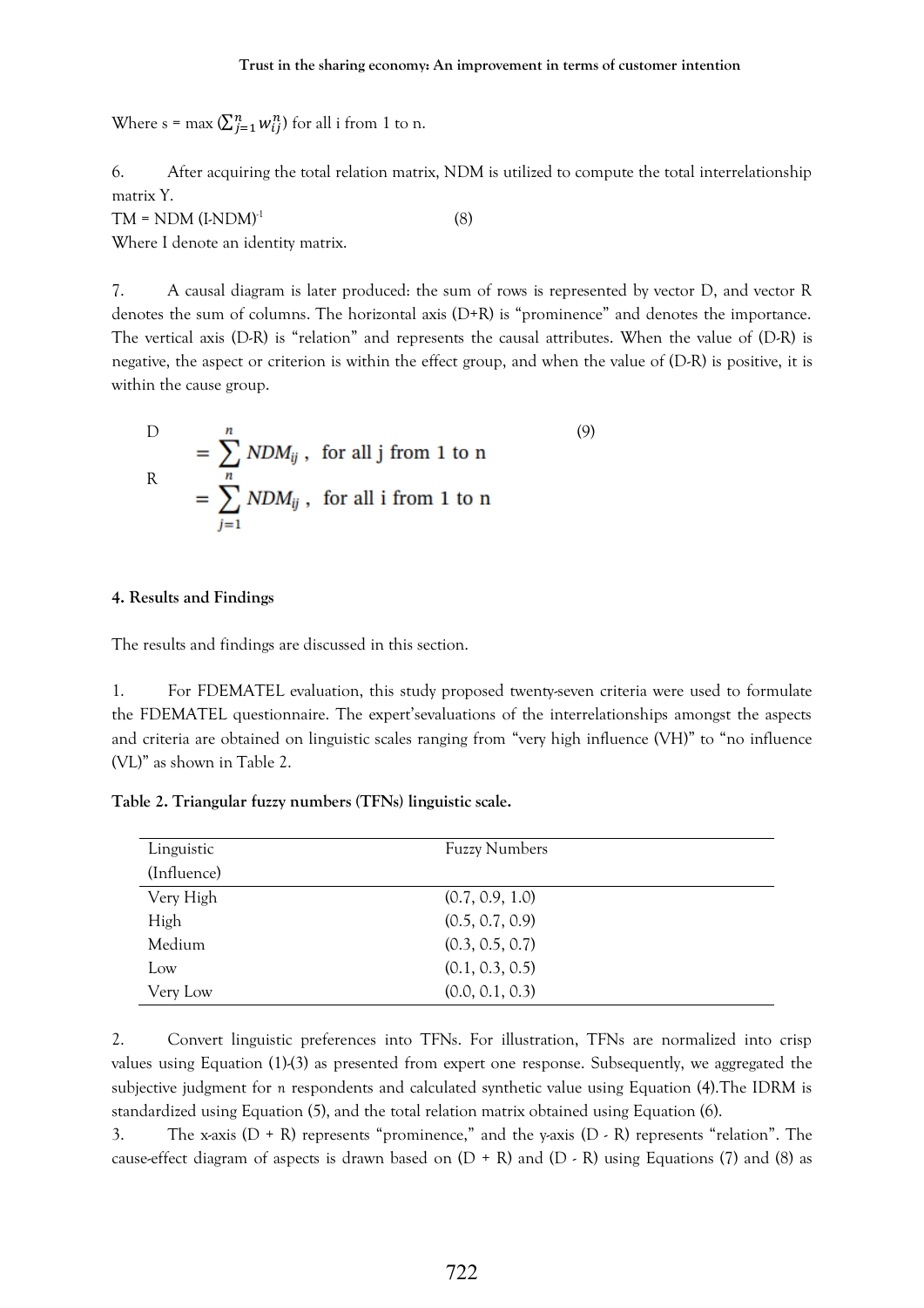Where s = max $(\sum_{j=1}^{n} w_{ij}^{n})$ for all i from 1 to n.

6. After acquiring the total relation matrix, NDM is utilized to compute the total interrelationship matrix Y.

$$TM = NDM\,(I\text{-}NDM)^{-1} \quad (8)$$

Where I denote an identity matrix.

7. A causal diagram is later produced: the sum of rows is represented by vector D, and vector R denotes the sum of columns. The horizontal axis (D+R) is "prominence" and denotes the importance. The vertical axis (D-R) is "relation" and represents the causal attributes. When the value of (D-R) is negative, the aspect or criterion is within the effect group, and when the value of (D-R) is positive, it is within the cause group.

$$D = \sum^{n} NDM_{ij}\ , \quad \text{for all j from 1 to n} \quad (9)$$

$$R = \sum_{j=1}^{n} NDM_{ij}\ , \quad \text{for all i from 1 to n}$$

## 4. Results and Findings

The results and findings are discussed in this section.

1. For FDEMATEL evaluation, this study proposed twenty-seven criteria were used to formulate the FDEMATEL questionnaire. The expert'sevaluations of the interrelationships amongst the aspects and criteria are obtained on linguistic scales ranging from "very high influence (VH)" to "no influence (VL)" as shown in Table 2.

**Table 2. Triangular fuzzy numbers (TFNs) linguistic scale.**

| Linguistic (Influence) | Fuzzy Numbers |
|---|---|
| Very High | (0.7, 0.9, 1.0) |
| High | (0.5, 0.7, 0.9) |
| Medium | (0.3, 0.5, 0.7) |
| Low | (0.1, 0.3, 0.5) |
| Very Low | (0.0, 0.1, 0.3) |

2. Convert linguistic preferences into TFNs. For illustration, TFNs are normalized into crisp values using Equation (1)-(3) as presented from expert one response. Subsequently, we aggregated the subjective judgment for *n* respondents and calculated synthetic value using Equation (4).The IDRM is standardized using Equation (5), and the total relation matrix obtained using Equation (6).

3. The x-axis (D + R) represents "prominence," and the y-axis (D - R) represents "relation". The cause-effect diagram of aspects is drawn based on (D + R) and (D - R) using Equations (7) and (8) as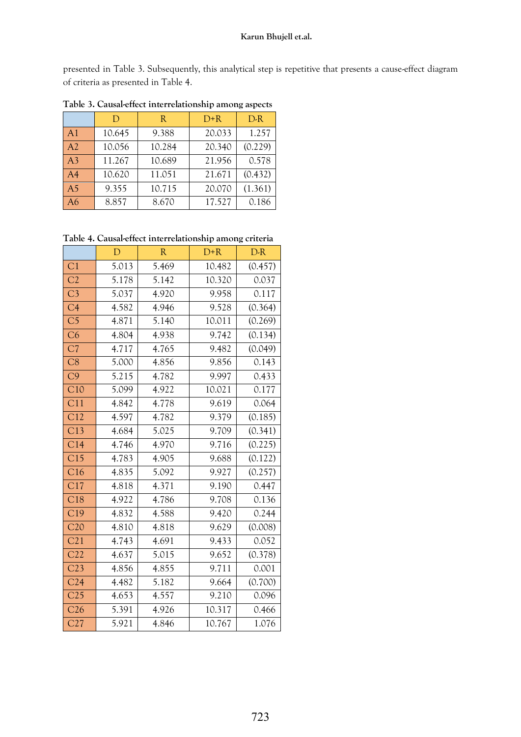presented in Table 3. Subsequently, this analytical step is repetitive that presents a cause-effect diagram of criteria as presented in Table 4.

**Table 3. Causal-effect interrelationship among aspects**

| | D | R | D+R | D-R |
|---|---|---|---|---|
| A1 | 10.645 | 9.388 | 20.033 | 1.257 |
| A2 | 10.056 | 10.284 | 20.340 | (0.229) |
| A3 | 11.267 | 10.689 | 21.956 | 0.578 |
| A4 | 10.620 | 11.051 | 21.671 | (0.432) |
| A5 | 9.355 | 10.715 | 20.070 | (1.361) |
| A6 | 8.857 | 8.670 | 17.527 | 0.186 |

**Table 4. Causal-effect interrelationship among criteria**

| | D | R | D+R | D-R |
|---|---|---|---|---|
| C1 | 5.013 | 5.469 | 10.482 | (0.457) |
| C2 | 5.178 | 5.142 | 10.320 | 0.037 |
| C3 | 5.037 | 4.920 | 9.958 | 0.117 |
| C4 | 4.582 | 4.946 | 9.528 | (0.364) |
| C5 | 4.871 | 5.140 | 10.011 | (0.269) |
| C6 | 4.804 | 4.938 | 9.742 | (0.134) |
| C7 | 4.717 | 4.765 | 9.482 | (0.049) |
| C8 | 5.000 | 4.856 | 9.856 | 0.143 |
| C9 | 5.215 | 4.782 | 9.997 | 0.433 |
| C10 | 5.099 | 4.922 | 10.021 | 0.177 |
| C11 | 4.842 | 4.778 | 9.619 | 0.064 |
| C12 | 4.597 | 4.782 | 9.379 | (0.185) |
| C13 | 4.684 | 5.025 | 9.709 | (0.341) |
| C14 | 4.746 | 4.970 | 9.716 | (0.225) |
| C15 | 4.783 | 4.905 | 9.688 | (0.122) |
| C16 | 4.835 | 5.092 | 9.927 | (0.257) |
| C17 | 4.818 | 4.371 | 9.190 | 0.447 |
| C18 | 4.922 | 4.786 | 9.708 | 0.136 |
| C19 | 4.832 | 4.588 | 9.420 | 0.244 |
| C20 | 4.810 | 4.818 | 9.629 | (0.008) |
| C21 | 4.743 | 4.691 | 9.433 | 0.052 |
| C22 | 4.637 | 5.015 | 9.652 | (0.378) |
| C23 | 4.856 | 4.855 | 9.711 | 0.001 |
| C24 | 4.482 | 5.182 | 9.664 | (0.700) |
| C25 | 4.653 | 4.557 | 9.210 | 0.096 |
| C26 | 5.391 | 4.926 | 10.317 | 0.466 |
| C27 | 5.921 | 4.846 | 10.767 | 1.076 |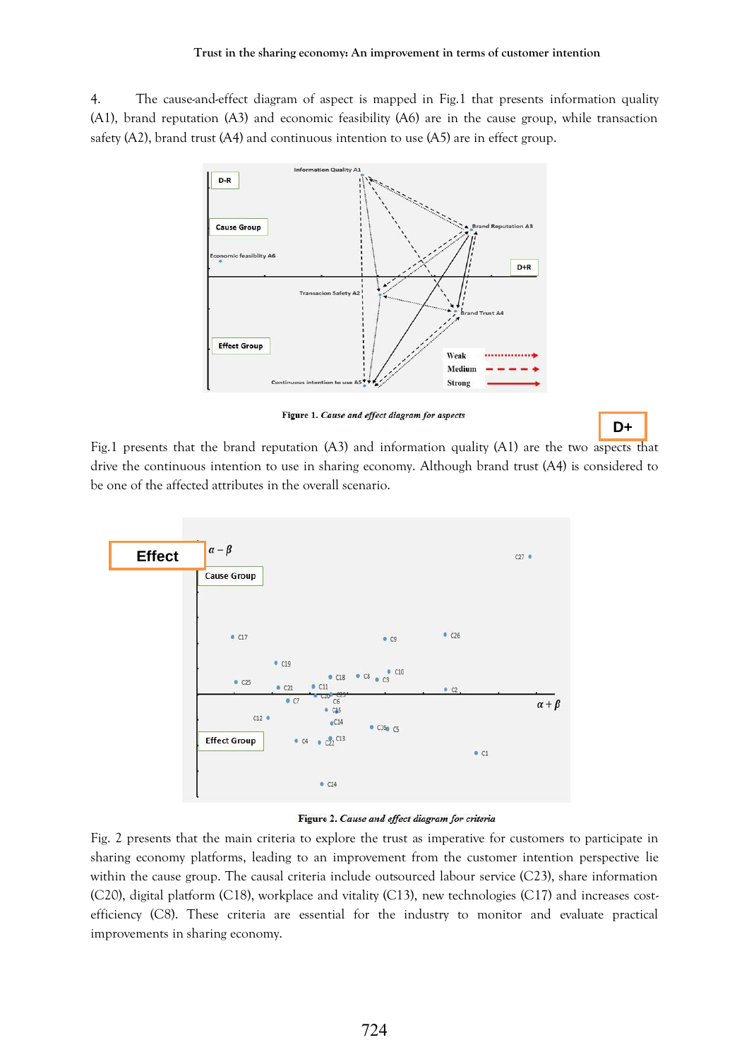4. The cause-and-effect diagram of aspect is mapped in Fig.1 that presents information quality (A1), brand reputation (A3) and economic feasibility (A6) are in the cause group, while transaction safety (A2), brand trust (A4) and continuous intention to use (A5) are in effect group.

**Figure 1.** *Cause and effect diagram for aspects*

Fig.1 presents that the brand reputation (A3) and information quality (A1) are the two aspects that drive the continuous intention to use in sharing economy. Although brand trust (A4) is considered to be one of the affected attributes in the overall scenario.

**Figure 2.** *Cause and effect diagram for criteria*

Fig. 2 presents that the main criteria to explore the trust as imperative for customers to participate in sharing economy platforms, leading to an improvement from the customer intention perspective lie within the cause group. The causal criteria include outsourced labour service (C23), share information (C20), digital platform (C18), workplace and vitality (C13), new technologies (C17) and increases cost-efficiency (C8). These criteria are essential for the industry to monitor and evaluate practical improvements in sharing economy.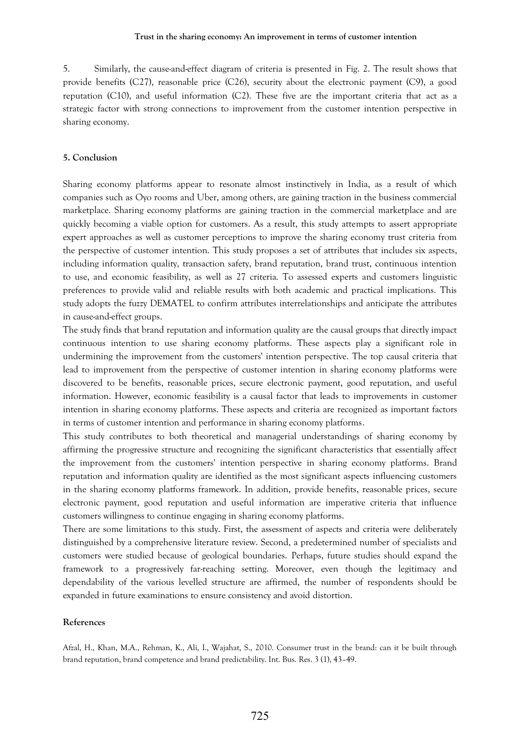5. Similarly, the cause-and-effect diagram of criteria is presented in Fig. 2. The result shows that provide benefits (C27), reasonable price (C26), security about the electronic payment (C9), a good reputation (C10), and useful information (C2). These five are the important criteria that act as a strategic factor with strong connections to improvement from the customer intention perspective in sharing economy.

## 5. Conclusion

Sharing economy platforms appear to resonate almost instinctively in India, as a result of which companies such as Oyo rooms and Uber, among others, are gaining traction in the business commercial marketplace. Sharing economy platforms are gaining traction in the commercial marketplace and are quickly becoming a viable option for customers. As a result, this study attempts to assert appropriate expert approaches as well as customer perceptions to improve the sharing economy trust criteria from the perspective of customer intention. This study proposes a set of attributes that includes six aspects, including information quality, transaction safety, brand reputation, brand trust, continuous intention to use, and economic feasibility, as well as 27 criteria. To assessed experts and customers linguistic preferences to provide valid and reliable results with both academic and practical implications. This study adopts the fuzzy DEMATEL to confirm attributes interrelationships and anticipate the attributes in cause-and-effect groups.

The study finds that brand reputation and information quality are the causal groups that directly impact continuous intention to use sharing economy platforms. These aspects play a significant role in undermining the improvement from the customers' intention perspective. The top causal criteria that lead to improvement from the perspective of customer intention in sharing economy platforms were discovered to be benefits, reasonable prices, secure electronic payment, good reputation, and useful information. However, economic feasibility is a causal factor that leads to improvements in customer intention in sharing economy platforms. These aspects and criteria are recognized as important factors in terms of customer intention and performance in sharing economy platforms.

This study contributes to both theoretical and managerial understandings of sharing economy by affirming the progressive structure and recognizing the significant characteristics that essentially affect the improvement from the customers' intention perspective in sharing economy platforms. Brand reputation and information quality are identified as the most significant aspects influencing customers in the sharing economy platforms framework. In addition, provide benefits, reasonable prices, secure electronic payment, good reputation and useful information are imperative criteria that influence customers willingness to continue engaging in sharing economy platforms.

There are some limitations to this study. First, the assessment of aspects and criteria were deliberately distinguished by a comprehensive literature review. Second, a predetermined number of specialists and customers were studied because of geological boundaries. Perhaps, future studies should expand the framework to a progressively far-reaching setting. Moreover, even though the legitimacy and dependability of the various levelled structure are affirmed, the number of respondents should be expanded in future examinations to ensure consistency and avoid distortion.

## References

Afzal, H., Khan, M.A., Rehman, K., Ali, I., Wajahat, S., 2010. Consumer trust in the brand: can it be built through brand reputation, brand competence and brand predictability. Int. Bus. Res. 3 (1), 43–49.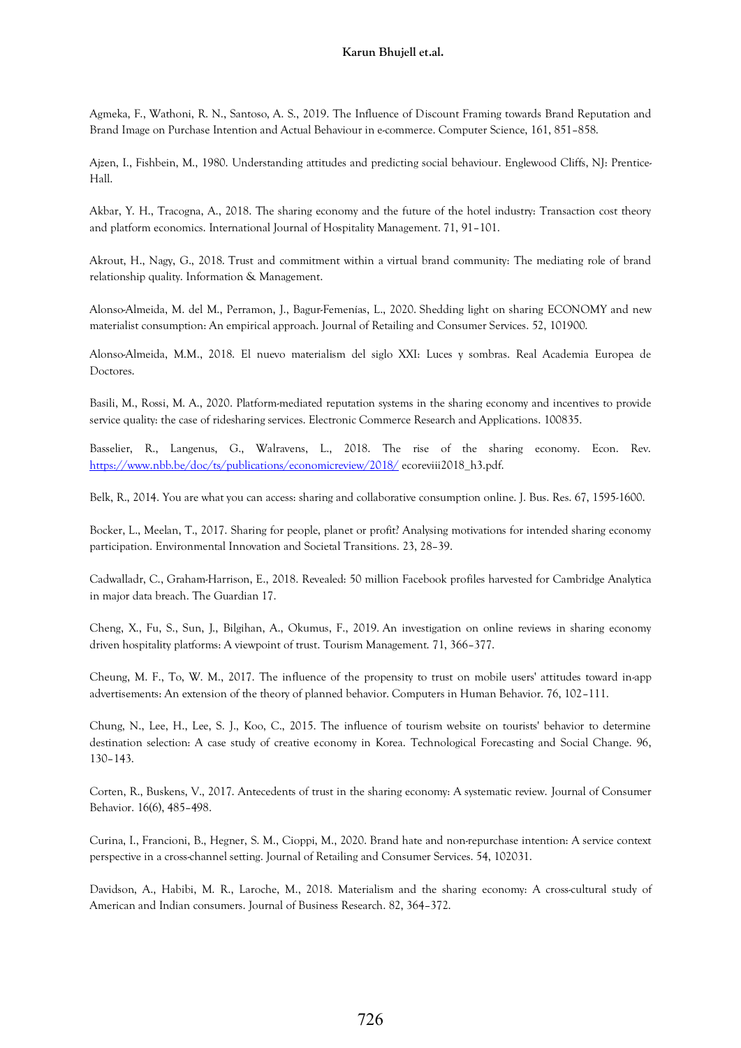Agmeka, F., Wathoni, R. N., Santoso, A. S., 2019. The Influence of Discount Framing towards Brand Reputation and Brand Image on Purchase Intention and Actual Behaviour in e-commerce. Computer Science, 161, 851–858.

Ajzen, I., Fishbein, M., 1980. Understanding attitudes and predicting social behaviour. Englewood Cliffs, NJ: Prentice-Hall.

Akbar, Y. H., Tracogna, A., 2018. The sharing economy and the future of the hotel industry: Transaction cost theory and platform economics. International Journal of Hospitality Management. 71, 91–101.

Akrout, H., Nagy, G., 2018. Trust and commitment within a virtual brand community: The mediating role of brand relationship quality. Information & Management.

Alonso-Almeida, M. del M., Perramon, J., Bagur-Femenías, L., 2020. Shedding light on sharing ECONOMY and new materialist consumption: An empirical approach. Journal of Retailing and Consumer Services. 52, 101900.

Alonso-Almeida, M.M., 2018. El nuevo materialism del siglo XXI: Luces y sombras. Real Academia Europea de Doctores.

Basili, M., Rossi, M. A., 2020. Platform-mediated reputation systems in the sharing economy and incentives to provide service quality: the case of ridesharing services. Electronic Commerce Research and Applications. 100835.

Basselier, R., Langenus, G., Walravens, L., 2018. The rise of the sharing economy. Econ. Rev. https://www.nbb.be/doc/ts/publications/economicreview/2018/ ecoreviii2018_h3.pdf.

Belk, R., 2014. You are what you can access: sharing and collaborative consumption online. J. Bus. Res. 67, 1595-1600.

Bocker, L., Meelan, T., 2017. Sharing for people, planet or profit? Analysing motivations for intended sharing economy participation. Environmental Innovation and Societal Transitions. 23, 28–39.

Cadwalladr, C., Graham-Harrison, E., 2018. Revealed: 50 million Facebook profiles harvested for Cambridge Analytica in major data breach. The Guardian 17.

Cheng, X., Fu, S., Sun, J., Bilgihan, A., Okumus, F., 2019. An investigation on online reviews in sharing economy driven hospitality platforms: A viewpoint of trust. Tourism Management. 71, 366–377.

Cheung, M. F., To, W. M., 2017. The influence of the propensity to trust on mobile users' attitudes toward in-app advertisements: An extension of the theory of planned behavior. Computers in Human Behavior. 76, 102–111.

Chung, N., Lee, H., Lee, S. J., Koo, C., 2015. The influence of tourism website on tourists' behavior to determine destination selection: A case study of creative economy in Korea. Technological Forecasting and Social Change. 96, 130–143.

Corten, R., Buskens, V., 2017. Antecedents of trust in the sharing economy: A systematic review. Journal of Consumer Behavior. 16(6), 485–498.

Curina, I., Francioni, B., Hegner, S. M., Cioppi, M., 2020. Brand hate and non-repurchase intention: A service context perspective in a cross-channel setting. Journal of Retailing and Consumer Services. 54, 102031.

Davidson, A., Habibi, M. R., Laroche, M., 2018. Materialism and the sharing economy: A cross-cultural study of American and Indian consumers. Journal of Business Research. 82, 364–372.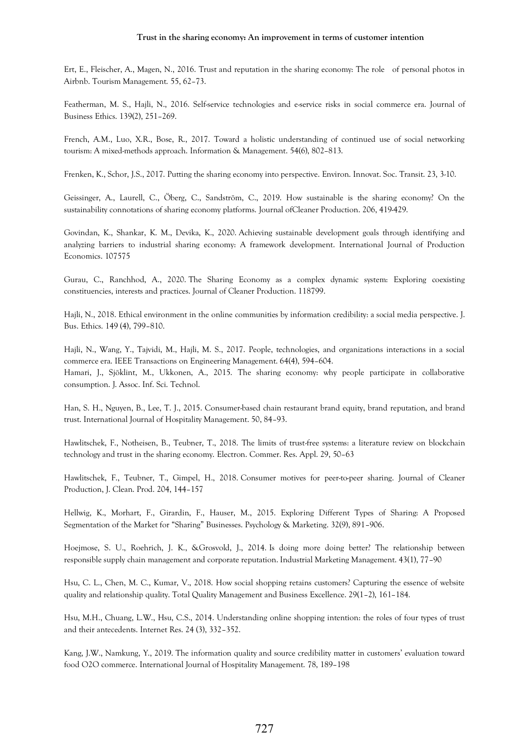Ert, E., Fleischer, A., Magen, N., 2016. Trust and reputation in the sharing economy: The role of personal photos in Airbnb. Tourism Management. 55, 62–73.

Featherman, M. S., Hajli, N., 2016. Self-service technologies and e-service risks in social commerce era. Journal of Business Ethics. 139(2), 251–269.

French, A.M., Luo, X.R., Bose, R., 2017. Toward a holistic understanding of continued use of social networking tourism: A mixed-methods approach. Information & Management. 54(6), 802–813.

Frenken, K., Schor, J.S., 2017. Putting the sharing economy into perspective. Environ. Innovat. Soc. Transit. 23, 3-10.

Geissinger, A., Laurell, C., Öberg, C., Sandström, C., 2019. How sustainable is the sharing economy? On the sustainability connotations of sharing economy platforms. Journal ofCleaner Production. 206, 419-429.

Govindan, K., Shankar, K. M., Devika, K., 2020. Achieving sustainable development goals through identifying and analyzing barriers to industrial sharing economy: A framework development. International Journal of Production Economics. 107575

Gurau, C., Ranchhod, A., 2020. The Sharing Economy as a complex dynamic system: Exploring coexisting constituencies, interests and practices. Journal of Cleaner Production. 118799.

Hajli, N., 2018. Ethical environment in the online communities by information credibility: a social media perspective. J. Bus. Ethics. 149 (4), 799–810.

Hajli, N., Wang, Y., Tajvidi, M., Hajli, M. S., 2017. People, technologies, and organizations interactions in a social commerce era. IEEE Transactions on Engineering Management. 64(4), 594–604.

Hamari, J., Sjöklint, M., Ukkonen, A., 2015. The sharing economy: why people participate in collaborative consumption. J. Assoc. Inf. Sci. Technol.

Han, S. H., Nguyen, B., Lee, T. J., 2015. Consumer-based chain restaurant brand equity, brand reputation, and brand trust. International Journal of Hospitality Management. 50, 84–93.

Hawlitschek, F., Notheisen, B., Teubner, T., 2018. The limits of trust-free systems: a literature review on blockchain technology and trust in the sharing economy. Electron. Commer. Res. Appl. 29, 50–63

Hawlitschek, F., Teubner, T., Gimpel, H., 2018. Consumer motives for peer-to-peer sharing. Journal of Cleaner Production, J. Clean. Prod. 204, 144–157

Hellwig, K., Morhart, F., Girardin, F., Hauser, M., 2015. Exploring Different Types of Sharing: A Proposed Segmentation of the Market for "Sharing" Businesses. Psychology & Marketing. 32(9), 891–906.

Hoejmose, S. U., Roehrich, J. K., &Grosvold, J., 2014. Is doing more doing better? The relationship between responsible supply chain management and corporate reputation. Industrial Marketing Management. 43(1), 77–90

Hsu, C. L., Chen, M. C., Kumar, V., 2018. How social shopping retains customers? Capturing the essence of website quality and relationship quality. Total Quality Management and Business Excellence. 29(1–2), 161–184.

Hsu, M.H., Chuang, L.W., Hsu, C.S., 2014. Understanding online shopping intention: the roles of four types of trust and their antecedents. Internet Res. 24 (3), 332–352.

Kang, J.W., Namkung, Y., 2019. The information quality and source credibility matter in customers' evaluation toward food O2O commerce. International Journal of Hospitality Management. 78, 189–198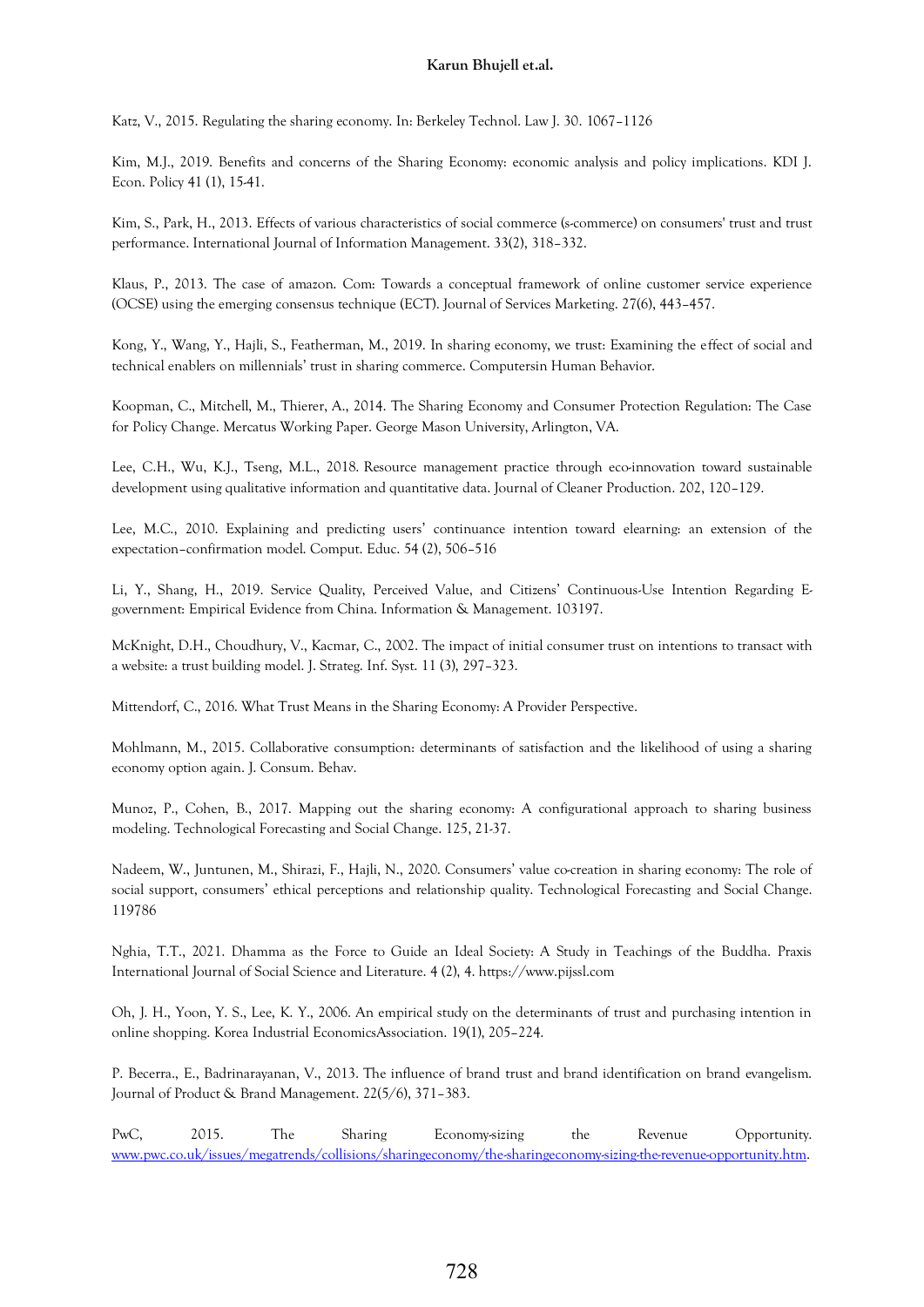Katz, V., 2015. Regulating the sharing economy. In: Berkeley Technol. Law J. 30. 1067–1126

Kim, M.J., 2019. Benefits and concerns of the Sharing Economy: economic analysis and policy implications. KDI J. Econ. Policy 41 (1), 15-41.

Kim, S., Park, H., 2013. Effects of various characteristics of social commerce (s-commerce) on consumers' trust and trust performance. International Journal of Information Management. 33(2), 318–332.

Klaus, P., 2013. The case of amazon. Com: Towards a conceptual framework of online customer service experience (OCSE) using the emerging consensus technique (ECT). Journal of Services Marketing. 27(6), 443–457.

Kong, Y., Wang, Y., Hajli, S., Featherman, M., 2019. In sharing economy, we trust: Examining the effect of social and technical enablers on millennials' trust in sharing commerce. Computersin Human Behavior.

Koopman, C., Mitchell, M., Thierer, A., 2014. The Sharing Economy and Consumer Protection Regulation: The Case for Policy Change. Mercatus Working Paper. George Mason University, Arlington, VA.

Lee, C.H., Wu, K.J., Tseng, M.L., 2018. Resource management practice through eco-innovation toward sustainable development using qualitative information and quantitative data. Journal of Cleaner Production. 202, 120–129.

Lee, M.C., 2010. Explaining and predicting users' continuance intention toward elearning: an extension of the expectation–confirmation model. Comput. Educ. 54 (2), 506–516

Li, Y., Shang, H., 2019. Service Quality, Perceived Value, and Citizens' Continuous-Use Intention Regarding E-government: Empirical Evidence from China. Information & Management. 103197.

McKnight, D.H., Choudhury, V., Kacmar, C., 2002. The impact of initial consumer trust on intentions to transact with a website: a trust building model. J. Strateg. Inf. Syst. 11 (3), 297–323.

Mittendorf, C., 2016. What Trust Means in the Sharing Economy: A Provider Perspective.

Mohlmann, M., 2015. Collaborative consumption: determinants of satisfaction and the likelihood of using a sharing economy option again. J. Consum. Behav.

Munoz, P., Cohen, B., 2017. Mapping out the sharing economy: A configurational approach to sharing business modeling. Technological Forecasting and Social Change. 125, 21-37.

Nadeem, W., Juntunen, M., Shirazi, F., Hajli, N., 2020. Consumers' value co-creation in sharing economy: The role of social support, consumers' ethical perceptions and relationship quality. Technological Forecasting and Social Change. 119786

Nghia, T.T., 2021. Dhamma as the Force to Guide an Ideal Society: A Study in Teachings of the Buddha. Praxis International Journal of Social Science and Literature. 4 (2), 4. https://www.pijssl.com

Oh, J. H., Yoon, Y. S., Lee, K. Y., 2006. An empirical study on the determinants of trust and purchasing intention in online shopping. Korea Industrial EconomicsAssociation. 19(1), 205–224.

P. Becerra., E., Badrinarayanan, V., 2013. The influence of brand trust and brand identification on brand evangelism. Journal of Product & Brand Management. 22(5/6), 371–383.

PwC, 2015. The Sharing Economy-sizing the Revenue Opportunity. www.pwc.co.uk/issues/megatrends/collisions/sharingeconomy/the-sharingeconomy-sizing-the-revenue-opportunity.htm.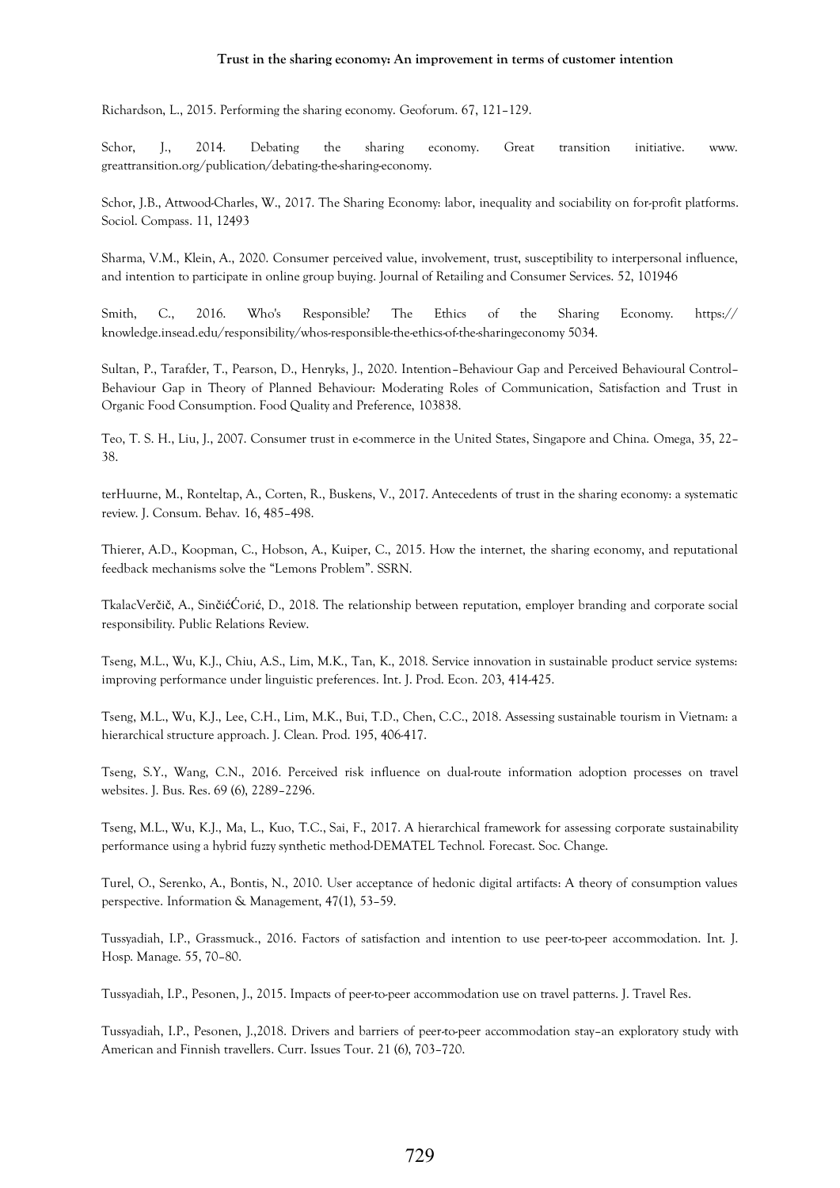Richardson, L., 2015. Performing the sharing economy. Geoforum. 67, 121–129.

Schor, J., 2014. Debating the sharing economy. Great transition initiative. www. greattransition.org/publication/debating-the-sharing-economy.

Schor, J.B., Attwood-Charles, W., 2017. The Sharing Economy: labor, inequality and sociability on for-profit platforms. Sociol. Compass. 11, 12493

Sharma, V.M., Klein, A., 2020. Consumer perceived value, involvement, trust, susceptibility to interpersonal influence, and intention to participate in online group buying. Journal of Retailing and Consumer Services. 52, 101946

Smith, C., 2016. Who's Responsible? The Ethics of the Sharing Economy. https:// knowledge.insead.edu/responsibility/whos-responsible-the-ethics-of-the-sharingeconomy 5034.

Sultan, P., Tarafder, T., Pearson, D., Henryks, J., 2020. Intention–Behaviour Gap and Perceived Behavioural Control–Behaviour Gap in Theory of Planned Behaviour: Moderating Roles of Communication, Satisfaction and Trust in Organic Food Consumption. Food Quality and Preference, 103838.

Teo, T. S. H., Liu, J., 2007. Consumer trust in e-commerce in the United States, Singapore and China. Omega, 35, 22–38.

terHuurne, M., Ronteltap, A., Corten, R., Buskens, V., 2017. Antecedents of trust in the sharing economy: a systematic review. J. Consum. Behav. 16, 485–498.

Thierer, A.D., Koopman, C., Hobson, A., Kuiper, C., 2015. How the internet, the sharing economy, and reputational feedback mechanisms solve the "Lemons Problem". SSRN.

TkalacVerčič, A., SinčićĆorić, D., 2018. The relationship between reputation, employer branding and corporate social responsibility. Public Relations Review.

Tseng, M.L., Wu, K.J., Chiu, A.S., Lim, M.K., Tan, K., 2018. Service innovation in sustainable product service systems: improving performance under linguistic preferences. Int. J. Prod. Econ. 203, 414-425.

Tseng, M.L., Wu, K.J., Lee, C.H., Lim, M.K., Bui, T.D., Chen, C.C., 2018. Assessing sustainable tourism in Vietnam: a hierarchical structure approach. J. Clean. Prod. 195, 406-417.

Tseng, S.Y., Wang, C.N., 2016. Perceived risk influence on dual-route information adoption processes on travel websites. J. Bus. Res. 69 (6), 2289–2296.

Tseng, M.L., Wu, K.J., Ma, L., Kuo, T.C., Sai, F., 2017. A hierarchical framework for assessing corporate sustainability performance using a hybrid fuzzy synthetic method-DEMATEL Technol. Forecast. Soc. Change.

Turel, O., Serenko, A., Bontis, N., 2010. User acceptance of hedonic digital artifacts: A theory of consumption values perspective. Information & Management, 47(1), 53–59.

Tussyadiah, I.P., Grassmuck., 2016. Factors of satisfaction and intention to use peer-to-peer accommodation. Int. J. Hosp. Manage. 55, 70–80.

Tussyadiah, I.P., Pesonen, J., 2015. Impacts of peer-to-peer accommodation use on travel patterns. J. Travel Res.

Tussyadiah, I.P., Pesonen, J.,2018. Drivers and barriers of peer-to-peer accommodation stay–an exploratory study with American and Finnish travellers. Curr. Issues Tour. 21 (6), 703–720.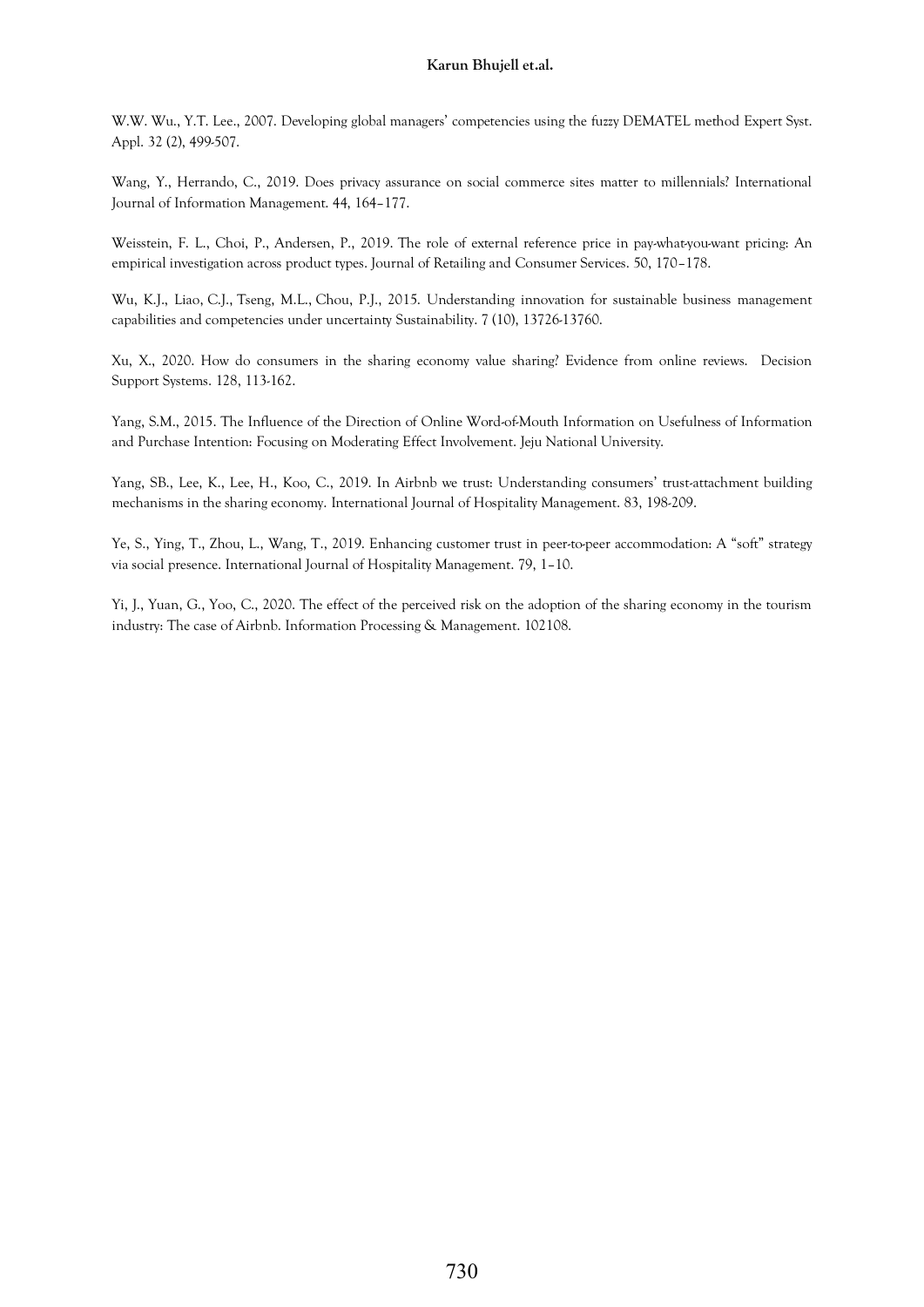W.W. Wu., Y.T. Lee., 2007. Developing global managers' competencies using the fuzzy DEMATEL method Expert Syst. Appl. 32 (2), 499-507.

Wang, Y., Herrando, C., 2019. Does privacy assurance on social commerce sites matter to millennials? International Journal of Information Management. 44, 164–177.

Weisstein, F. L., Choi, P., Andersen, P., 2019. The role of external reference price in pay-what-you-want pricing: An empirical investigation across product types. Journal of Retailing and Consumer Services. 50, 170–178.

Wu, K.J., Liao, C.J., Tseng, M.L., Chou, P.J., 2015. Understanding innovation for sustainable business management capabilities and competencies under uncertainty Sustainability. 7 (10), 13726-13760.

Xu, X., 2020. How do consumers in the sharing economy value sharing? Evidence from online reviews. Decision Support Systems. 128, 113-162.

Yang, S.M., 2015. The Influence of the Direction of Online Word-of-Mouth Information on Usefulness of Information and Purchase Intention: Focusing on Moderating Effect Involvement. Jeju National University.

Yang, SB., Lee, K., Lee, H., Koo, C., 2019. In Airbnb we trust: Understanding consumers' trust-attachment building mechanisms in the sharing economy. International Journal of Hospitality Management. 83, 198-209.

Ye, S., Ying, T., Zhou, L., Wang, T., 2019. Enhancing customer trust in peer-to-peer accommodation: A "soft" strategy via social presence. International Journal of Hospitality Management. 79, 1–10.

Yi, J., Yuan, G., Yoo, C., 2020. The effect of the perceived risk on the adoption of the sharing economy in the tourism industry: The case of Airbnb. Information Processing & Management. 102108.